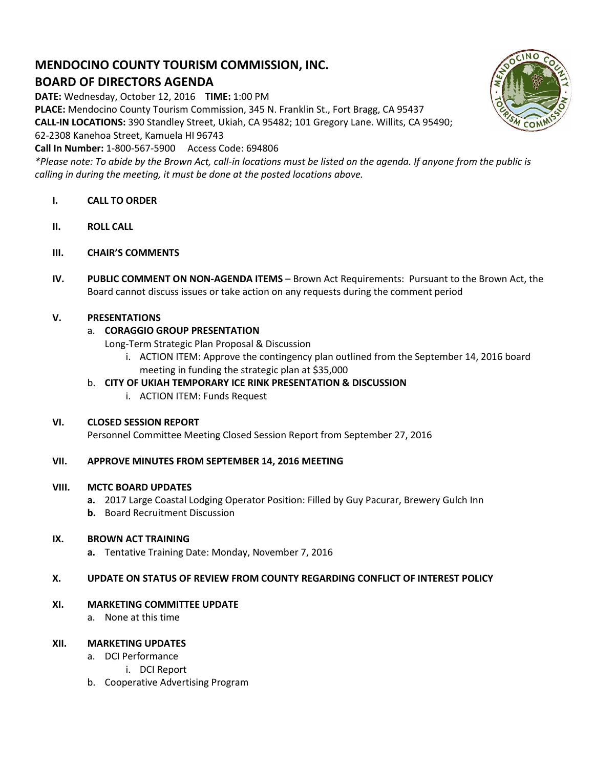# MENDOCINO COUNTY TOURISM COMMISSION, INC.
## BOARD OF DIRECTORS AGENDA

**DATE:** Wednesday, October 12, 2016 **TIME:** 1:00 PM
**PLACE:** Mendocino County Tourism Commission, 345 N. Franklin St., Fort Bragg, CA 95437
**CALL-IN LOCATIONS:** 390 Standley Street, Ukiah, CA 95482; 101 Gregory Lane. Willits, CA 95490; 62-2308 Kanehoa Street, Kamuela HI 96743
**Call In Number:** 1-800-567-5900 Access Code: 694806

*\*Please note: To abide by the Brown Act, call-in locations must be listed on the agenda. If anyone from the public is calling in during the meeting, it must be done at the posted locations above.*

I. **CALL TO ORDER**

II. **ROLL CALL**

III. **CHAIR'S COMMENTS**

IV. **PUBLIC COMMENT ON NON-AGENDA ITEMS** – Brown Act Requirements: Pursuant to the Brown Act, the Board cannot discuss issues or take action on any requests during the comment period

V. **PRESENTATIONS**
   a. **CORAGGIO GROUP PRESENTATION**
      Long-Term Strategic Plan Proposal & Discussion
      i. ACTION ITEM: Approve the contingency plan outlined from the September 14, 2016 board meeting in funding the strategic plan at $35,000
   b. **CITY OF UKIAH TEMPORARY ICE RINK PRESENTATION & DISCUSSION**
      i. ACTION ITEM: Funds Request

VI. **CLOSED SESSION REPORT**
   Personnel Committee Meeting Closed Session Report from September 27, 2016

VII. **APPROVE MINUTES FROM SEPTEMBER 14, 2016 MEETING**

VIII. **MCTC BOARD UPDATES**
   **a.** 2017 Large Coastal Lodging Operator Position: Filled by Guy Pacurar, Brewery Gulch Inn
   **b.** Board Recruitment Discussion

IX. **BROWN ACT TRAINING**
   **a.** Tentative Training Date: Monday, November 7, 2016

X. **UPDATE ON STATUS OF REVIEW FROM COUNTY REGARDING CONFLICT OF INTEREST POLICY**

XI. **MARKETING COMMITTEE UPDATE**
   a. None at this time

XII. **MARKETING UPDATES**
   a. DCI Performance
      i. DCI Report
   b. Cooperative Advertising Program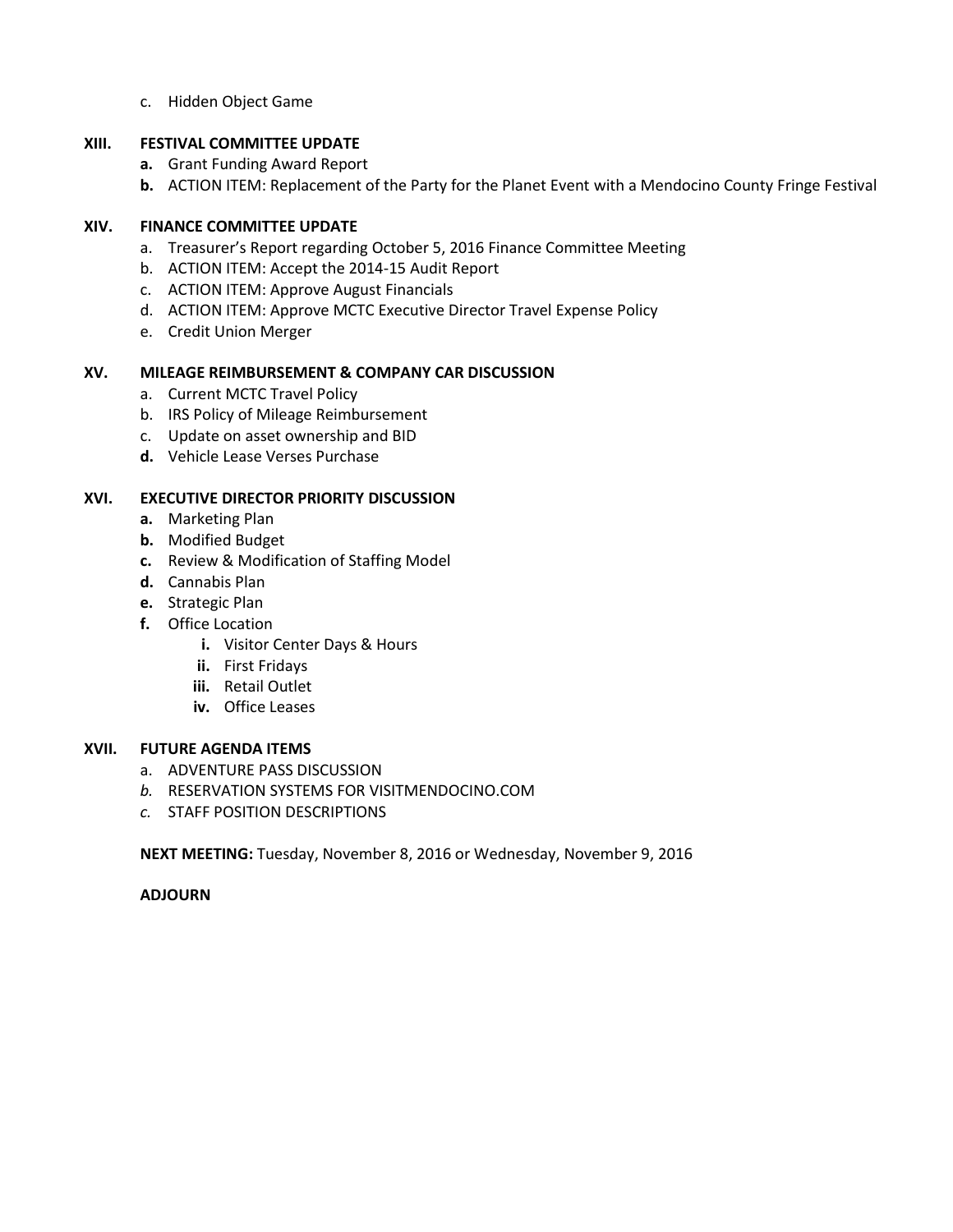c. Hidden Object Game

**XIII. FESTIVAL COMMITTEE UPDATE**

- **a.** Grant Funding Award Report
- **b.** ACTION ITEM: Replacement of the Party for the Planet Event with a Mendocino County Fringe Festival

**XIV. FINANCE COMMITTEE UPDATE**

- a. Treasurer's Report regarding October 5, 2016 Finance Committee Meeting
- b. ACTION ITEM: Accept the 2014-15 Audit Report
- c. ACTION ITEM: Approve August Financials
- d. ACTION ITEM: Approve MCTC Executive Director Travel Expense Policy
- e. Credit Union Merger

**XV. MILEAGE REIMBURSEMENT & COMPANY CAR DISCUSSION**

- a. Current MCTC Travel Policy
- b. IRS Policy of Mileage Reimbursement
- c. Update on asset ownership and BID
- **d.** Vehicle Lease Verses Purchase

**XVI. EXECUTIVE DIRECTOR PRIORITY DISCUSSION**

- **a.** Marketing Plan
- **b.** Modified Budget
- **c.** Review & Modification of Staffing Model
- **d.** Cannabis Plan
- **e.** Strategic Plan
- **f.** Office Location
  - **i.** Visitor Center Days & Hours
  - **ii.** First Fridays
  - **iii.** Retail Outlet
  - **iv.** Office Leases

**XVII. FUTURE AGENDA ITEMS**

- a. ADVENTURE PASS DISCUSSION
- *b.* RESERVATION SYSTEMS FOR VISITMENDOCINO.COM
- *c.* STAFF POSITION DESCRIPTIONS

**NEXT MEETING:** Tuesday, November 8, 2016 or Wednesday, November 9, 2016

**ADJOURN**